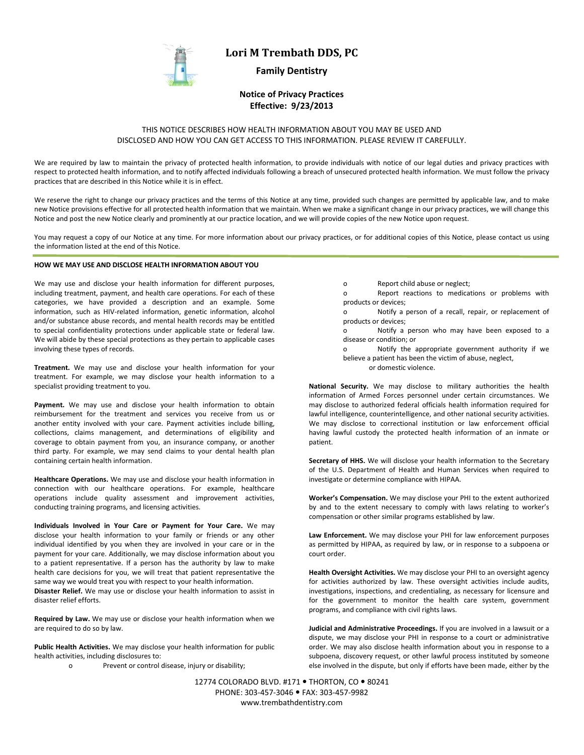# Lori M Trembath DDS, PC

## Family Dentistry

### Notice of Privacy Practices
### Effective: 9/23/2013

THIS NOTICE DESCRIBES HOW HEALTH INFORMATION ABOUT YOU MAY BE USED AND DISCLOSED AND HOW YOU CAN GET ACCESS TO THIS INFORMATION. PLEASE REVIEW IT CAREFULLY.

We are required by law to maintain the privacy of protected health information, to provide individuals with notice of our legal duties and privacy practices with respect to protected health information, and to notify affected individuals following a breach of unsecured protected health information. We must follow the privacy practices that are described in this Notice while it is in effect.

We reserve the right to change our privacy practices and the terms of this Notice at any time, provided such changes are permitted by applicable law, and to make new Notice provisions effective for all protected health information that we maintain. When we make a significant change in our privacy practices, we will change this Notice and post the new Notice clearly and prominently at our practice location, and we will provide copies of the new Notice upon request.

You may request a copy of our Notice at any time. For more information about our privacy practices, or for additional copies of this Notice, please contact us using the information listed at the end of this Notice.

**HOW WE MAY USE AND DISCLOSE HEALTH INFORMATION ABOUT YOU**

We may use and disclose your health information for different purposes, including treatment, payment, and health care operations. For each of these categories, we have provided a description and an example. Some information, such as HIV-related information, genetic information, alcohol and/or substance abuse records, and mental health records may be entitled to special confidentiality protections under applicable state or federal law. We will abide by these special protections as they pertain to applicable cases involving these types of records.

**Treatment.** We may use and disclose your health information for your treatment. For example, we may disclose your health information to a specialist providing treatment to you.

**Payment.** We may use and disclose your health information to obtain reimbursement for the treatment and services you receive from us or another entity involved with your care. Payment activities include billing, collections, claims management, and determinations of eligibility and coverage to obtain payment from you, an insurance company, or another third party. For example, we may send claims to your dental health plan containing certain health information.

**Healthcare Operations.** We may use and disclose your health information in connection with our healthcare operations. For example, healthcare operations include quality assessment and improvement activities, conducting training programs, and licensing activities.

**Individuals Involved in Your Care or Payment for Your Care.** We may disclose your health information to your family or friends or any other individual identified by you when they are involved in your care or in the payment for your care. Additionally, we may disclose information about you to a patient representative. If a person has the authority by law to make health care decisions for you, we will treat that patient representative the same way we would treat you with respect to your health information.

**Disaster Relief.** We may use or disclose your health information to assist in disaster relief efforts.

**Required by Law.** We may use or disclose your health information when we are required to do so by law.

**Public Health Activities.** We may disclose your health information for public health activities, including disclosures to:

- Prevent or control disease, injury or disability;
- Report child abuse or neglect;
- Report reactions to medications or problems with products or devices;
- Notify a person of a recall, repair, or replacement of products or devices;
- Notify a person who may have been exposed to a disease or condition; or
- Notify the appropriate government authority if we believe a patient has been the victim of abuse, neglect, or domestic violence.

**National Security.** We may disclose to military authorities the health information of Armed Forces personnel under certain circumstances. We may disclose to authorized federal officials health information required for lawful intelligence, counterintelligence, and other national security activities. We may disclose to correctional institution or law enforcement official having lawful custody the protected health information of an inmate or patient.

**Secretary of HHS.** We will disclose your health information to the Secretary of the U.S. Department of Health and Human Services when required to investigate or determine compliance with HIPAA.

**Worker's Compensation.** We may disclose your PHI to the extent authorized by and to the extent necessary to comply with laws relating to worker's compensation or other similar programs established by law.

**Law Enforcement.** We may disclose your PHI for law enforcement purposes as permitted by HIPAA, as required by law, or in response to a subpoena or court order.

**Health Oversight Activities.** We may disclose your PHI to an oversight agency for activities authorized by law. These oversight activities include audits, investigations, inspections, and credentialing, as necessary for licensure and for the government to monitor the health care system, government programs, and compliance with civil rights laws.

**Judicial and Administrative Proceedings.** If you are involved in a lawsuit or a dispute, we may disclose your PHI in response to a court or administrative order. We may also disclose health information about you in response to a subpoena, discovery request, or other lawful process instituted by someone else involved in the dispute, but only if efforts have been made, either by the

12774 COLORADO BLVD. #171 • THORTON, CO • 80241
PHONE: 303-457-3046 • FAX: 303-457-9982
www.trembathdentistry.com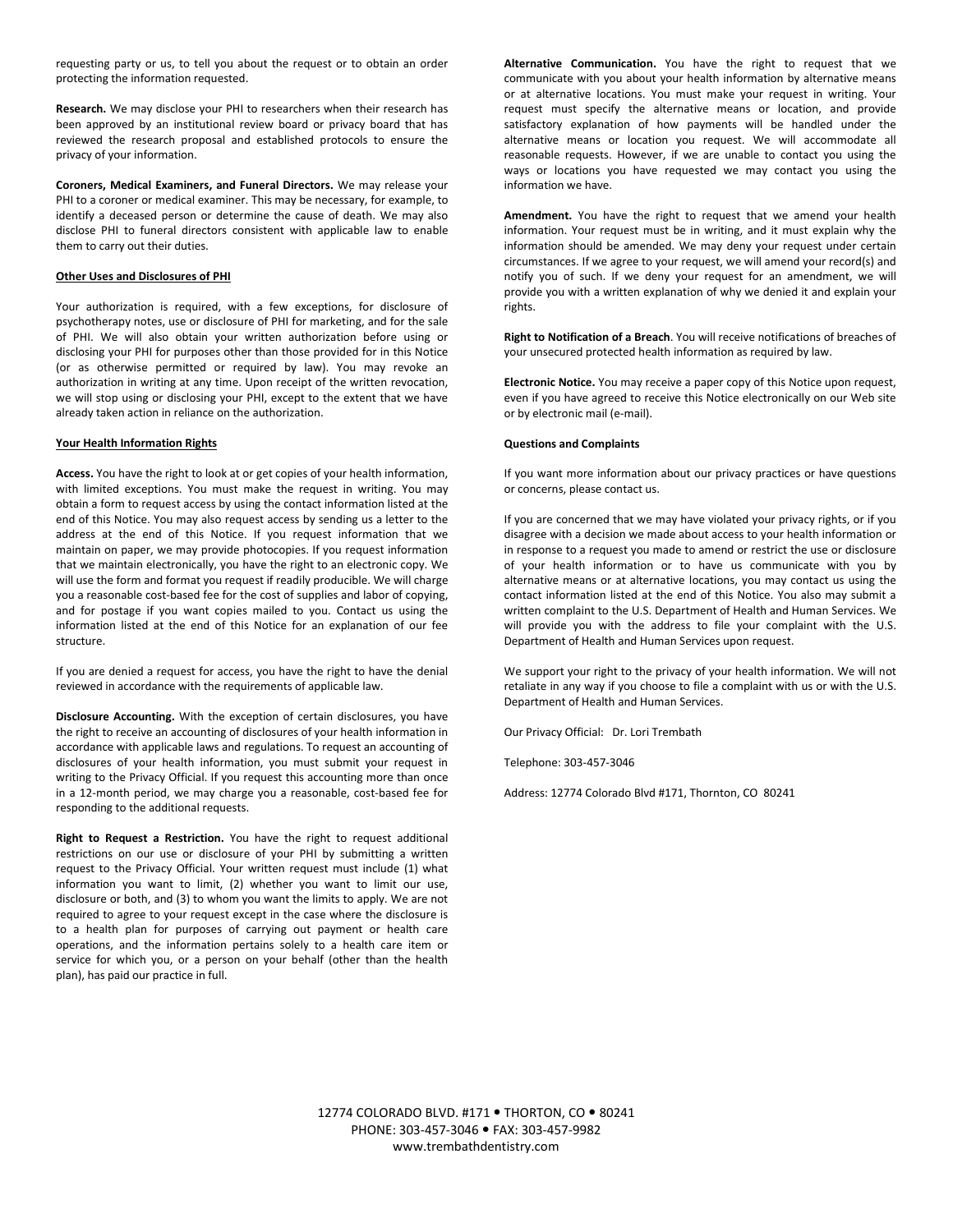requesting party or us, to tell you about the request or to obtain an order protecting the information requested.

**Research.** We may disclose your PHI to researchers when their research has been approved by an institutional review board or privacy board that has reviewed the research proposal and established protocols to ensure the privacy of your information.

**Coroners, Medical Examiners, and Funeral Directors.** We may release your PHI to a coroner or medical examiner. This may be necessary, for example, to identify a deceased person or determine the cause of death. We may also disclose PHI to funeral directors consistent with applicable law to enable them to carry out their duties.

**Other Uses and Disclosures of PHI**

Your authorization is required, with a few exceptions, for disclosure of psychotherapy notes, use or disclosure of PHI for marketing, and for the sale of PHI. We will also obtain your written authorization before using or disclosing your PHI for purposes other than those provided for in this Notice (or as otherwise permitted or required by law). You may revoke an authorization in writing at any time. Upon receipt of the written revocation, we will stop using or disclosing your PHI, except to the extent that we have already taken action in reliance on the authorization.

**Your Health Information Rights**

**Access.** You have the right to look at or get copies of your health information, with limited exceptions. You must make the request in writing. You may obtain a form to request access by using the contact information listed at the end of this Notice. You may also request access by sending us a letter to the address at the end of this Notice. If you request information that we maintain on paper, we may provide photocopies. If you request information that we maintain electronically, you have the right to an electronic copy. We will use the form and format you request if readily producible. We will charge you a reasonable cost-based fee for the cost of supplies and labor of copying, and for postage if you want copies mailed to you. Contact us using the information listed at the end of this Notice for an explanation of our fee structure.

If you are denied a request for access, you have the right to have the denial reviewed in accordance with the requirements of applicable law.

**Disclosure Accounting.** With the exception of certain disclosures, you have the right to receive an accounting of disclosures of your health information in accordance with applicable laws and regulations. To request an accounting of disclosures of your health information, you must submit your request in writing to the Privacy Official. If you request this accounting more than once in a 12-month period, we may charge you a reasonable, cost-based fee for responding to the additional requests.

**Right to Request a Restriction.** You have the right to request additional restrictions on our use or disclosure of your PHI by submitting a written request to the Privacy Official. Your written request must include (1) what information you want to limit, (2) whether you want to limit our use, disclosure or both, and (3) to whom you want the limits to apply. We are not required to agree to your request except in the case where the disclosure is to a health plan for purposes of carrying out payment or health care operations, and the information pertains solely to a health care item or service for which you, or a person on your behalf (other than the health plan), has paid our practice in full.

**Alternative Communication.** You have the right to request that we communicate with you about your health information by alternative means or at alternative locations. You must make your request in writing. Your request must specify the alternative means or location, and provide satisfactory explanation of how payments will be handled under the alternative means or location you request. We will accommodate all reasonable requests. However, if we are unable to contact you using the ways or locations you have requested we may contact you using the information we have.

**Amendment.** You have the right to request that we amend your health information. Your request must be in writing, and it must explain why the information should be amended. We may deny your request under certain circumstances. If we agree to your request, we will amend your record(s) and notify you of such. If we deny your request for an amendment, we will provide you with a written explanation of why we denied it and explain your rights.

**Right to Notification of a Breach**. You will receive notifications of breaches of your unsecured protected health information as required by law.

**Electronic Notice.** You may receive a paper copy of this Notice upon request, even if you have agreed to receive this Notice electronically on our Web site or by electronic mail (e-mail).

**Questions and Complaints**

If you want more information about our privacy practices or have questions or concerns, please contact us.

If you are concerned that we may have violated your privacy rights, or if you disagree with a decision we made about access to your health information or in response to a request you made to amend or restrict the use or disclosure of your health information or to have us communicate with you by alternative means or at alternative locations, you may contact us using the contact information listed at the end of this Notice. You also may submit a written complaint to the U.S. Department of Health and Human Services. We will provide you with the address to file your complaint with the U.S. Department of Health and Human Services upon request.

We support your right to the privacy of your health information. We will not retaliate in any way if you choose to file a complaint with us or with the U.S. Department of Health and Human Services.

Our Privacy Official: Dr. Lori Trembath

Telephone: 303-457-3046

Address: 12774 Colorado Blvd #171, Thornton, CO 80241

12774 COLORADO BLVD. #171 • THORTON, CO • 80241
PHONE: 303-457-3046 • FAX: 303-457-9982
www.trembathdentistry.com